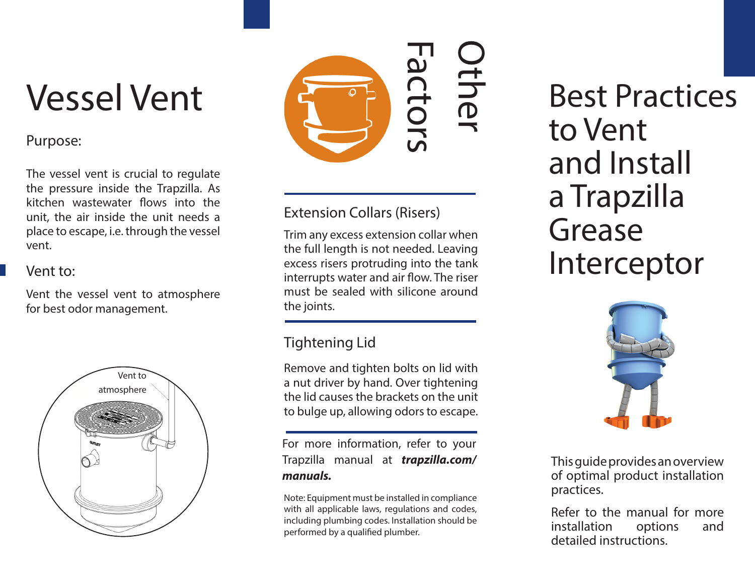# Vessel Vent

Purpose:

The vessel vent is crucial to regulate the pressure inside the Trapzilla. As kitchen wastewater flows into the unit, the air inside the unit needs a place to escape, i.e. through the vessel vent.

Vent to:

Vent the vessel vent to atmosphere for best odor management.

Vent to atmosphere

# Other Factors

## Extension Collars (Risers)

Trim any excess extension collar when the full length is not needed. Leaving excess risers protruding into the tank interrupts water and air flow. The riser must be sealed with silicone around the joints.

## Tightening Lid

Remove and tighten bolts on lid with a nut driver by hand. Over tightening the lid causes the brackets on the unit to bulge up, allowing odors to escape.

For more information, refer to your Trapzilla manual at ***trapzilla.com/manuals.***

Note: Equipment must be installed in compliance with all applicable laws, regulations and codes, including plumbing codes. Installation should be performed by a qualified plumber.

# Best Practices to Vent and Install a Trapzilla Grease Interceptor

This guide provides an overview of optimal product installation practices.

Refer to the manual for more installation options and detailed instructions.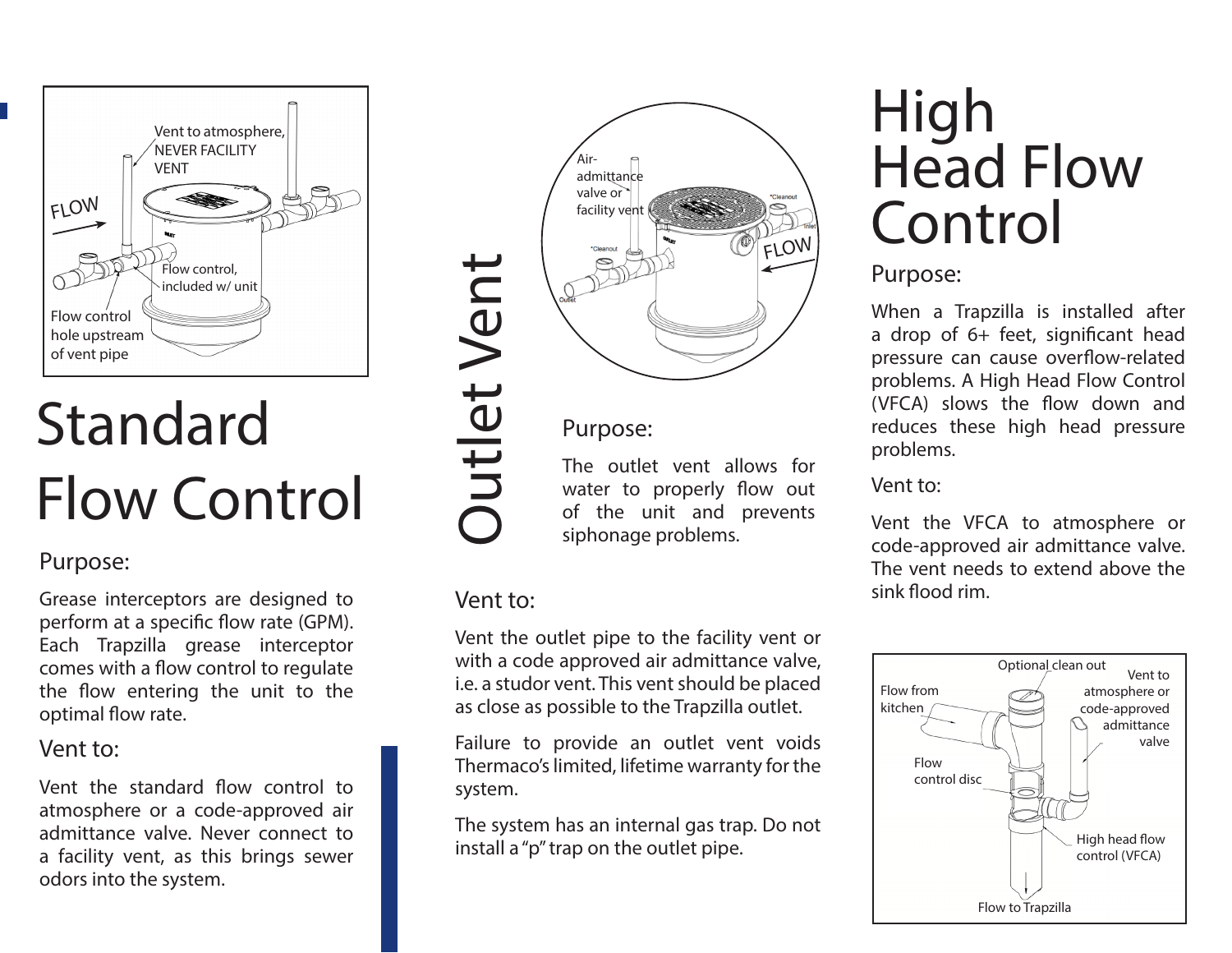Vent to atmosphere, NEVER FACILITY VENT

FLOW

Flow control, included w/ unit

Flow control hole upstream of vent pipe

# Standard Flow Control

## Purpose:

Grease interceptors are designed to perform at a specific flow rate (GPM). Each Trapzilla grease interceptor comes with a flow control to regulate the flow entering the unit to the optimal flow rate.

## Vent to:

Vent the standard flow control to atmosphere or a code-approved air admittance valve. Never connect to a facility vent, as this brings sewer odors into the system.

# Outlet Vent

Air-admittance valve or facility vent

FLOW

## Purpose:

The outlet vent allows for water to properly flow out of the unit and prevents siphonage problems.

## Vent to:

Vent the outlet pipe to the facility vent or with a code approved air admittance valve, i.e. a studor vent. This vent should be placed as close as possible to the Trapzilla outlet.

Failure to provide an outlet vent voids Thermaco's limited, lifetime warranty for the system.

The system has an internal gas trap. Do not install a "p" trap on the outlet pipe.

# High Head Flow Control

## Purpose:

When a Trapzilla is installed after a drop of 6+ feet, significant head pressure can cause overflow-related problems. A High Head Flow Control (VFCA) slows the flow down and reduces these high head pressure problems.

## Vent to:

Vent the VFCA to atmosphere or code-approved air admittance valve. The vent needs to extend above the sink flood rim.

Optional clean out

Vent to atmosphere or code-approved admittance valve

Flow from kitchen

Flow control disc

High head flow control (VFCA)

Flow to Trapzilla